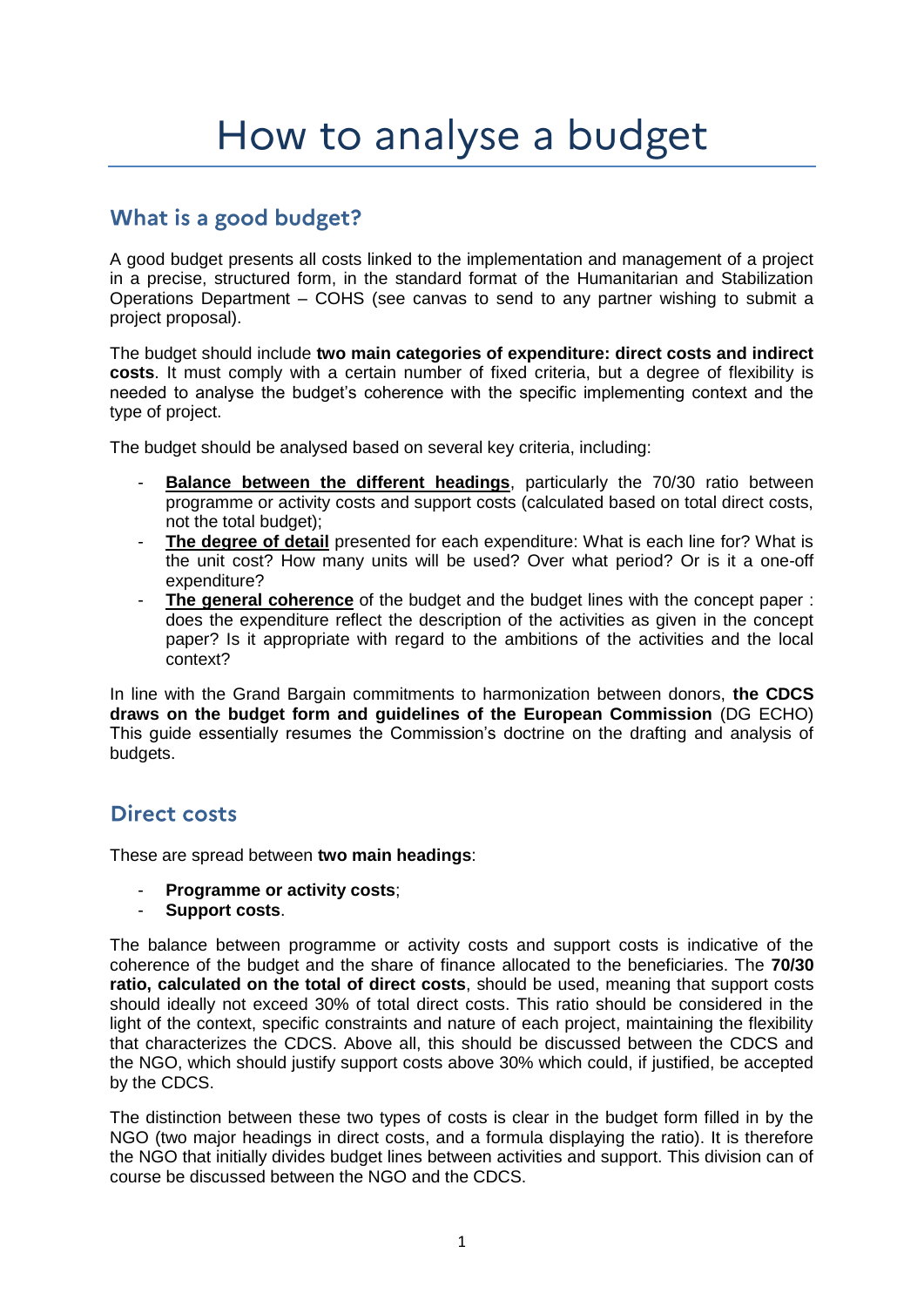# How to analyse a budget

## What is a good budget?

A good budget presents all costs linked to the implementation and management of a project in a precise, structured form, in the standard format of the Humanitarian and Stabilization Operations Department – COHS (see canvas to send to any partner wishing to submit a project proposal).

The budget should include **two main categories of expenditure: direct costs and indirect costs**. It must comply with a certain number of fixed criteria, but a degree of flexibility is needed to analyse the budget's coherence with the specific implementing context and the type of project.

The budget should be analysed based on several key criteria, including:

- **Balance between the different headings**, particularly the 70/30 ratio between programme or activity costs and support costs (calculated based on total direct costs, not the total budget);
- **The degree of detail** presented for each expenditure: What is each line for? What is the unit cost? How many units will be used? Over what period? Or is it a one-off expenditure?
- **The general coherence** of the budget and the budget lines with the concept paper : does the expenditure reflect the description of the activities as given in the concept paper? Is it appropriate with regard to the ambitions of the activities and the local context?

In line with the Grand Bargain commitments to harmonization between donors, **the CDCS draws on the budget form and guidelines of the European Commission** (DG ECHO) This guide essentially resumes the Commission's doctrine on the drafting and analysis of budgets.

## Direct costs

These are spread between **two main headings**:

- **Programme or activity costs**;
- **Support costs**.

The balance between programme or activity costs and support costs is indicative of the coherence of the budget and the share of finance allocated to the beneficiaries. The **70/30 ratio, calculated on the total of direct costs**, should be used, meaning that support costs should ideally not exceed 30% of total direct costs. This ratio should be considered in the light of the context, specific constraints and nature of each project, maintaining the flexibility that characterizes the CDCS. Above all, this should be discussed between the CDCS and the NGO, which should justify support costs above 30% which could, if justified, be accepted by the CDCS.

The distinction between these two types of costs is clear in the budget form filled in by the NGO (two major headings in direct costs, and a formula displaying the ratio). It is therefore the NGO that initially divides budget lines between activities and support. This division can of course be discussed between the NGO and the CDCS.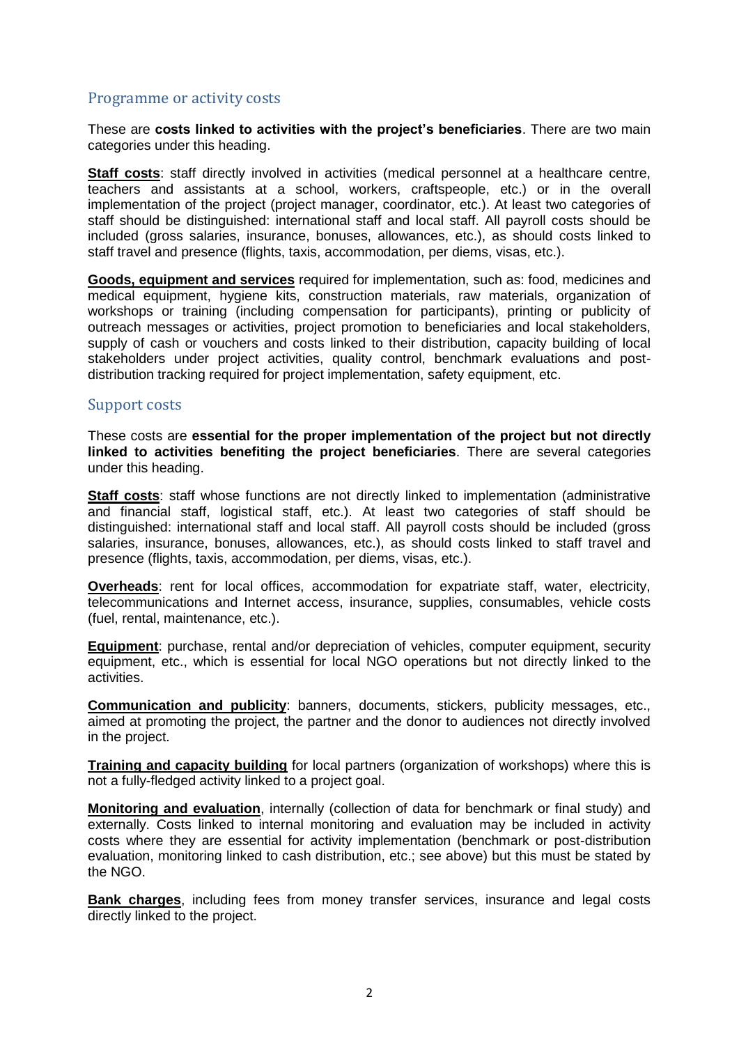## Programme or activity costs

These are **costs linked to activities with the project's beneficiaries**. There are two main categories under this heading.

**Staff costs**: staff directly involved in activities (medical personnel at a healthcare centre, teachers and assistants at a school, workers, craftspeople, etc.) or in the overall implementation of the project (project manager, coordinator, etc.). At least two categories of staff should be distinguished: international staff and local staff. All payroll costs should be included (gross salaries, insurance, bonuses, allowances, etc.), as should costs linked to staff travel and presence (flights, taxis, accommodation, per diems, visas, etc.).

**Goods, equipment and services** required for implementation, such as: food, medicines and medical equipment, hygiene kits, construction materials, raw materials, organization of workshops or training (including compensation for participants), printing or publicity of outreach messages or activities, project promotion to beneficiaries and local stakeholders, supply of cash or vouchers and costs linked to their distribution, capacity building of local stakeholders under project activities, quality control, benchmark evaluations and post-distribution tracking required for project implementation, safety equipment, etc.

## Support costs

These costs are **essential for the proper implementation of the project but not directly linked to activities benefiting the project beneficiaries**. There are several categories under this heading.

**Staff costs**: staff whose functions are not directly linked to implementation (administrative and financial staff, logistical staff, etc.). At least two categories of staff should be distinguished: international staff and local staff. All payroll costs should be included (gross salaries, insurance, bonuses, allowances, etc.), as should costs linked to staff travel and presence (flights, taxis, accommodation, per diems, visas, etc.).

**Overheads**: rent for local offices, accommodation for expatriate staff, water, electricity, telecommunications and Internet access, insurance, supplies, consumables, vehicle costs (fuel, rental, maintenance, etc.).

**Equipment**: purchase, rental and/or depreciation of vehicles, computer equipment, security equipment, etc., which is essential for local NGO operations but not directly linked to the activities.

**Communication and publicity**: banners, documents, stickers, publicity messages, etc., aimed at promoting the project, the partner and the donor to audiences not directly involved in the project.

**Training and capacity building** for local partners (organization of workshops) where this is not a fully-fledged activity linked to a project goal.

**Monitoring and evaluation**, internally (collection of data for benchmark or final study) and externally. Costs linked to internal monitoring and evaluation may be included in activity costs where they are essential for activity implementation (benchmark or post-distribution evaluation, monitoring linked to cash distribution, etc.; see above) but this must be stated by the NGO.

**Bank charges**, including fees from money transfer services, insurance and legal costs directly linked to the project.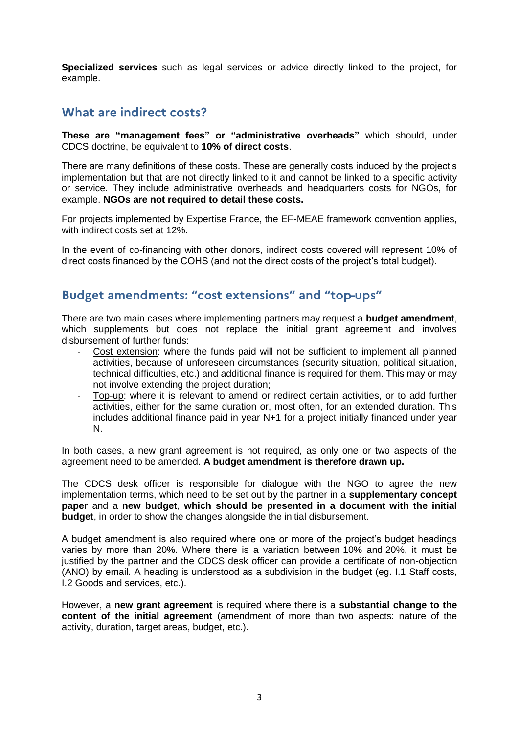**Specialized services** such as legal services or advice directly linked to the project, for example.

## What are indirect costs?

**These are "management fees" or "administrative overheads"** which should, under CDCS doctrine, be equivalent to **10% of direct costs**.

There are many definitions of these costs. These are generally costs induced by the project's implementation but that are not directly linked to it and cannot be linked to a specific activity or service. They include administrative overheads and headquarters costs for NGOs, for example. **NGOs are not required to detail these costs.**

For projects implemented by Expertise France, the EF-MEAE framework convention applies, with indirect costs set at 12%.

In the event of co-financing with other donors, indirect costs covered will represent 10% of direct costs financed by the COHS (and not the direct costs of the project's total budget).

## Budget amendments: "cost extensions" and "top-ups"

There are two main cases where implementing partners may request a **budget amendment**, which supplements but does not replace the initial grant agreement and involves disbursement of further funds:

- Cost extension: where the funds paid will not be sufficient to implement all planned activities, because of unforeseen circumstances (security situation, political situation, technical difficulties, etc.) and additional finance is required for them. This may or may not involve extending the project duration;
- Top-up: where it is relevant to amend or redirect certain activities, or to add further activities, either for the same duration or, most often, for an extended duration. This includes additional finance paid in year N+1 for a project initially financed under year N.

In both cases, a new grant agreement is not required, as only one or two aspects of the agreement need to be amended. **A budget amendment is therefore drawn up.**

The CDCS desk officer is responsible for dialogue with the NGO to agree the new implementation terms, which need to be set out by the partner in a **supplementary concept paper** and a **new budget**, **which should be presented in a document with the initial budget**, in order to show the changes alongside the initial disbursement.

A budget amendment is also required where one or more of the project's budget headings varies by more than 20%. Where there is a variation between 10% and 20%, it must be justified by the partner and the CDCS desk officer can provide a certificate of non-objection (ANO) by email. A heading is understood as a subdivision in the budget (eg. I.1 Staff costs, I.2 Goods and services, etc.).

However, a **new grant agreement** is required where there is a **substantial change to the content of the initial agreement** (amendment of more than two aspects: nature of the activity, duration, target areas, budget, etc.).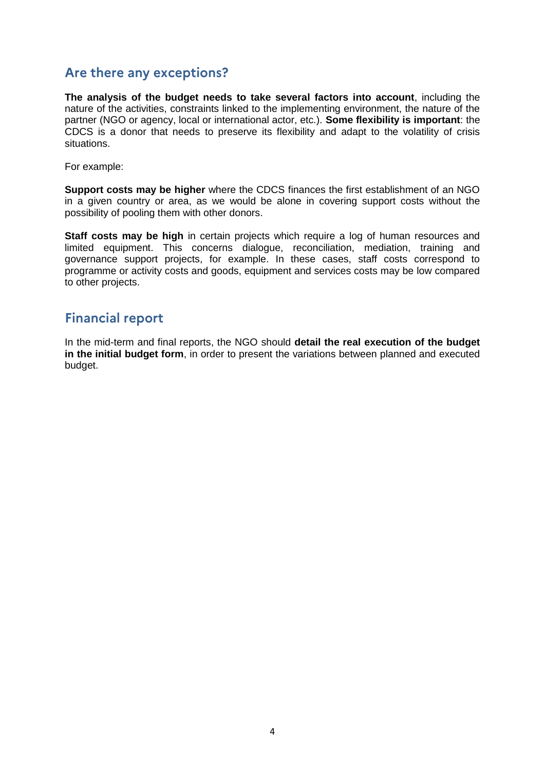## Are there any exceptions?

**The analysis of the budget needs to take several factors into account**, including the nature of the activities, constraints linked to the implementing environment, the nature of the partner (NGO or agency, local or international actor, etc.). **Some flexibility is important**: the CDCS is a donor that needs to preserve its flexibility and adapt to the volatility of crisis situations.

For example:

**Support costs may be higher** where the CDCS finances the first establishment of an NGO in a given country or area, as we would be alone in covering support costs without the possibility of pooling them with other donors.

**Staff costs may be high** in certain projects which require a log of human resources and limited equipment. This concerns dialogue, reconciliation, mediation, training and governance support projects, for example. In these cases, staff costs correspond to programme or activity costs and goods, equipment and services costs may be low compared to other projects.

## Financial report

In the mid-term and final reports, the NGO should **detail the real execution of the budget in the initial budget form**, in order to present the variations between planned and executed budget.